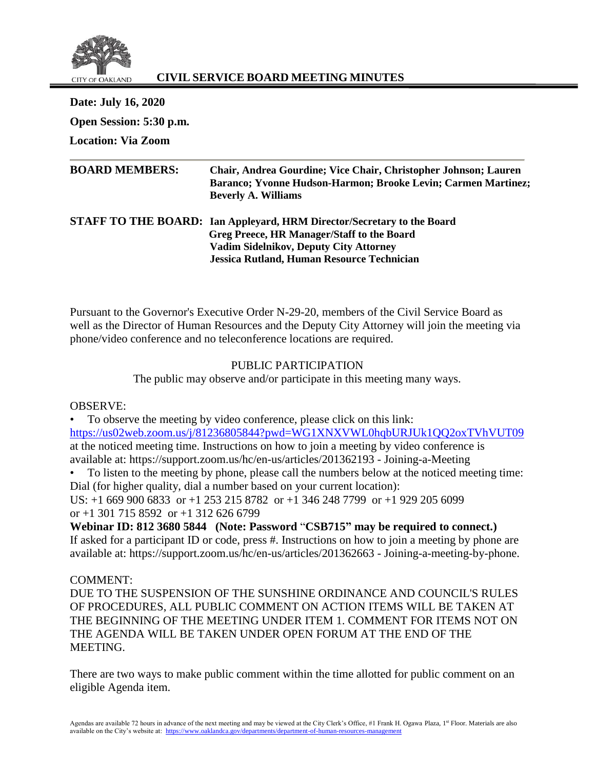CITY OF OAKLAND

# CIVIL SERVICE BOARD MEETING MINUTES

**Date: July 16, 2020**

**Open Session: 5:30 p.m.**

**Location: Via Zoom**

---

**BOARD MEMBERS:** **Chair, Andrea Gourdine; Vice Chair, Christopher Johnson; Lauren Baranco; Yvonne Hudson-Harmon; Brooke Levin; Carmen Martinez; Beverly A. Williams**

**STAFF TO THE BOARD:** **Ian Appleyard, HRM Director/Secretary to the Board**
**Greg Preece, HR Manager/Staff to the Board**
**Vadim Sidelnikov, Deputy City Attorney**
**Jessica Rutland, Human Resource Technician**

Pursuant to the Governor's Executive Order N-29-20, members of the Civil Service Board as well as the Director of Human Resources and the Deputy City Attorney will join the meeting via phone/video conference and no teleconference locations are required.

PUBLIC PARTICIPATION

The public may observe and/or participate in this meeting many ways.

OBSERVE:

- To observe the meeting by video conference, please click on this link: https://us02web.zoom.us/j/81236805844?pwd=WG1XNXVWL0hqbURJUk1QQ2oxTVhVUT09 at the noticed meeting time. Instructions on how to join a meeting by video conference is available at: https://support.zoom.us/hc/en-us/articles/201362193 - Joining-a-Meeting
- To listen to the meeting by phone, please call the numbers below at the noticed meeting time: Dial (for higher quality, dial a number based on your current location):

US: +1 669 900 6833 or +1 253 215 8782 or +1 346 248 7799 or +1 929 205 6099 or +1 301 715 8592 or +1 312 626 6799

**Webinar ID: 812 3680 5844 (Note: Password "CSB715" may be required to connect.)**
If asked for a participant ID or code, press #. Instructions on how to join a meeting by phone are available at: https://support.zoom.us/hc/en-us/articles/201362663 - Joining-a-meeting-by-phone.

COMMENT:

DUE TO THE SUSPENSION OF THE SUNSHINE ORDINANCE AND COUNCIL'S RULES OF PROCEDURES, ALL PUBLIC COMMENT ON ACTION ITEMS WILL BE TAKEN AT THE BEGINNING OF THE MEETING UNDER ITEM 1. COMMENT FOR ITEMS NOT ON THE AGENDA WILL BE TAKEN UNDER OPEN FORUM AT THE END OF THE MEETING.

There are two ways to make public comment within the time allotted for public comment on an eligible Agenda item.

Agendas are available 72 hours in advance of the next meeting and may be viewed at the City Clerk's Office, #1 Frank H. Ogawa Plaza, 1st Floor. Materials are also available on the City's website at: https://www.oaklandca.gov/departments/department-of-human-resources-management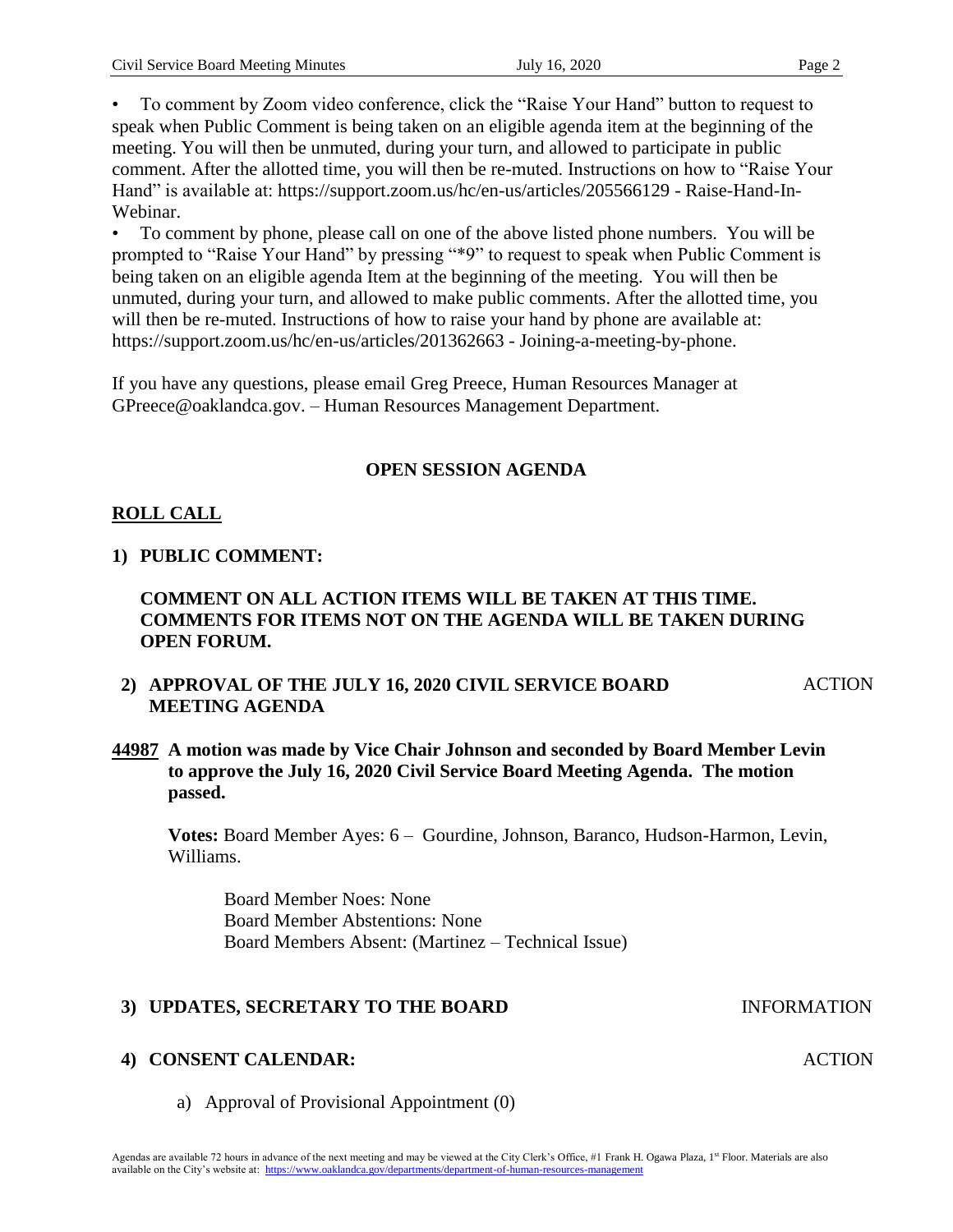- To comment by Zoom video conference, click the "Raise Your Hand" button to request to speak when Public Comment is being taken on an eligible agenda item at the beginning of the meeting. You will then be unmuted, during your turn, and allowed to participate in public comment. After the allotted time, you will then be re-muted. Instructions on how to "Raise Your Hand" is available at: https://support.zoom.us/hc/en-us/articles/205566129 - Raise-Hand-In-Webinar.
- To comment by phone, please call on one of the above listed phone numbers. You will be prompted to "Raise Your Hand" by pressing "*9" to request to speak when Public Comment is being taken on an eligible agenda Item at the beginning of the meeting. You will then be unmuted, during your turn, and allowed to make public comments. After the allotted time, you will then be re-muted. Instructions of how to raise your hand by phone are available at: https://support.zoom.us/hc/en-us/articles/201362663 - Joining-a-meeting-by-phone.

If you have any questions, please email Greg Preece, Human Resources Manager at GPreece@oaklandca.gov. – Human Resources Management Department.

## OPEN SESSION AGENDA

**ROLL CALL**

**1) PUBLIC COMMENT:**

**COMMENT ON ALL ACTION ITEMS WILL BE TAKEN AT THIS TIME. COMMENTS FOR ITEMS NOT ON THE AGENDA WILL BE TAKEN DURING OPEN FORUM.**

**2) APPROVAL OF THE JULY 16, 2020 CIVIL SERVICE BOARD MEETING AGENDA** — ACTION

**44987 A motion was made by Vice Chair Johnson and seconded by Board Member Levin to approve the July 16, 2020 Civil Service Board Meeting Agenda. The motion passed.**

**Votes:** Board Member Ayes: 6 – Gourdine, Johnson, Baranco, Hudson-Harmon, Levin, Williams.

Board Member Noes: None
Board Member Abstentions: None
Board Members Absent: (Martinez – Technical Issue)

**3) UPDATES, SECRETARY TO THE BOARD** — INFORMATION

**4) CONSENT CALENDAR:** — ACTION

a) Approval of Provisional Appointment (0)

Agendas are available 72 hours in advance of the next meeting and may be viewed at the City Clerk's Office, #1 Frank H. Ogawa Plaza, 1st Floor. Materials are also available on the City's website at: https://www.oaklandca.gov/departments/department-of-human-resources-management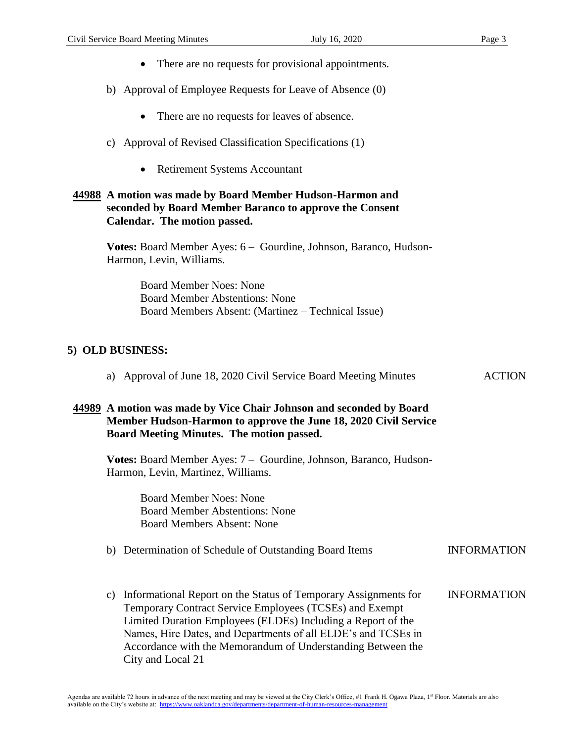- There are no requests for provisional appointments.

b) Approval of Employee Requests for Leave of Absence (0)

- There are no requests for leaves of absence.

c) Approval of Revised Classification Specifications (1)

- Retirement Systems Accountant

**44988 A motion was made by Board Member Hudson-Harmon and seconded by Board Member Baranco to approve the Consent Calendar. The motion passed.**

**Votes:** Board Member Ayes: 6 – Gourdine, Johnson, Baranco, Hudson-Harmon, Levin, Williams.

Board Member Noes: None
Board Member Abstentions: None
Board Members Absent: (Martinez – Technical Issue)

## 5) OLD BUSINESS:

a) Approval of June 18, 2020 Civil Service Board Meeting Minutes — ACTION

**44989 A motion was made by Vice Chair Johnson and seconded by Board Member Hudson-Harmon to approve the June 18, 2020 Civil Service Board Meeting Minutes. The motion passed.**

**Votes:** Board Member Ayes: 7 – Gourdine, Johnson, Baranco, Hudson-Harmon, Levin, Martinez, Williams.

Board Member Noes: None
Board Member Abstentions: None
Board Members Absent: None

b) Determination of Schedule of Outstanding Board Items — INFORMATION

c) Informational Report on the Status of Temporary Assignments for Temporary Contract Service Employees (TCSEs) and Exempt Limited Duration Employees (ELDEs) Including a Report of the Names, Hire Dates, and Departments of all ELDE's and TCSEs in Accordance with the Memorandum of Understanding Between the City and Local 21 — INFORMATION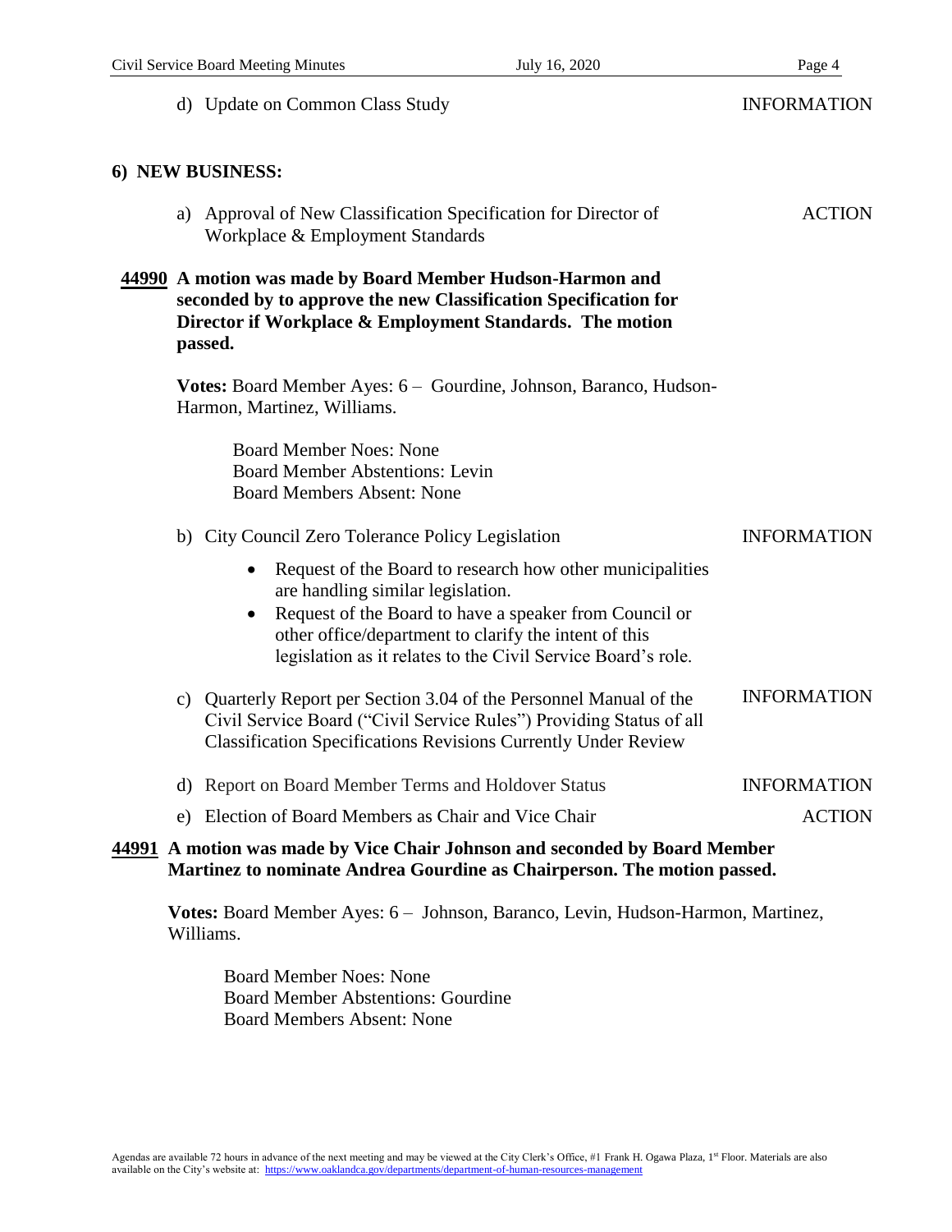d) Update on Common Class Study INFORMATION

## 6) NEW BUSINESS:

a) Approval of New Classification Specification for Director of Workplace & Employment Standards ACTION

**44990 A motion was made by Board Member Hudson-Harmon and seconded by to approve the new Classification Specification for Director if Workplace & Employment Standards. The motion passed.**

**Votes:** Board Member Ayes: 6 – Gourdine, Johnson, Baranco, Hudson-Harmon, Martinez, Williams.

Board Member Noes: None
Board Member Abstentions: Levin
Board Members Absent: None

b) City Council Zero Tolerance Policy Legislation INFORMATION

- Request of the Board to research how other municipalities are handling similar legislation.
- Request of the Board to have a speaker from Council or other office/department to clarify the intent of this legislation as it relates to the Civil Service Board's role.

c) Quarterly Report per Section 3.04 of the Personnel Manual of the Civil Service Board ("Civil Service Rules") Providing Status of all Classification Specifications Revisions Currently Under Review INFORMATION

d) Report on Board Member Terms and Holdover Status INFORMATION

e) Election of Board Members as Chair and Vice Chair ACTION

**44991 A motion was made by Vice Chair Johnson and seconded by Board Member Martinez to nominate Andrea Gourdine as Chairperson. The motion passed.**

**Votes:** Board Member Ayes: 6 – Johnson, Baranco, Levin, Hudson-Harmon, Martinez, Williams.

Board Member Noes: None
Board Member Abstentions: Gourdine
Board Members Absent: None

Agendas are available 72 hours in advance of the next meeting and may be viewed at the City Clerk's Office, #1 Frank H. Ogawa Plaza, 1st Floor. Materials are also available on the City's website at: https://www.oaklandca.gov/departments/department-of-human-resources-management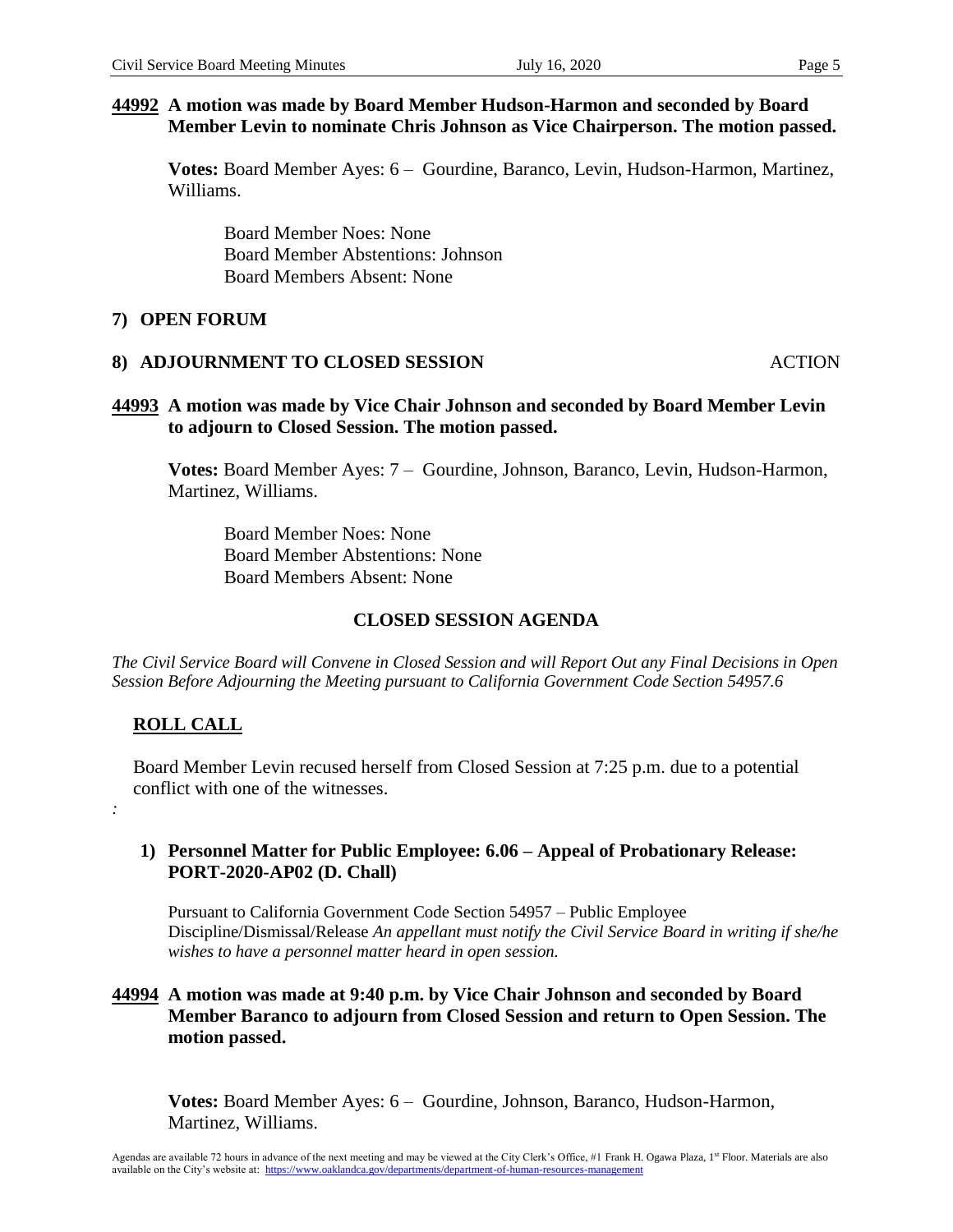**44992 A motion was made by Board Member Hudson-Harmon and seconded by Board Member Levin to nominate Chris Johnson as Vice Chairperson. The motion passed.**

**Votes:** Board Member Ayes: 6 – Gourdine, Baranco, Levin, Hudson-Harmon, Martinez, Williams.

Board Member Noes: None
Board Member Abstentions: Johnson
Board Members Absent: None

## 7) OPEN FORUM

## 8) ADJOURNMENT TO CLOSED SESSION — ACTION

**44993 A motion was made by Vice Chair Johnson and seconded by Board Member Levin to adjourn to Closed Session. The motion passed.**

**Votes:** Board Member Ayes: 7 – Gourdine, Johnson, Baranco, Levin, Hudson-Harmon, Martinez, Williams.

Board Member Noes: None
Board Member Abstentions: None
Board Members Absent: None

## CLOSED SESSION AGENDA

*The Civil Service Board will Convene in Closed Session and will Report Out any Final Decisions in Open Session Before Adjourning the Meeting pursuant to California Government Code Section 54957.6*

### ROLL CALL

Board Member Levin recused herself from Closed Session at 7:25 p.m. due to a potential conflict with one of the witnesses.

*:*

**1) Personnel Matter for Public Employee: 6.06 – Appeal of Probationary Release: PORT-2020-AP02 (D. Chall)**

Pursuant to California Government Code Section 54957 – Public Employee Discipline/Dismissal/Release *An appellant must notify the Civil Service Board in writing if she/he wishes to have a personnel matter heard in open session.*

**44994 A motion was made at 9:40 p.m. by Vice Chair Johnson and seconded by Board Member Baranco to adjourn from Closed Session and return to Open Session. The motion passed.**

**Votes:** Board Member Ayes: 6 – Gourdine, Johnson, Baranco, Hudson-Harmon, Martinez, Williams.

Agendas are available 72 hours in advance of the next meeting and may be viewed at the City Clerk's Office, #1 Frank H. Ogawa Plaza, 1st Floor. Materials are also available on the City's website at: https://www.oaklandca.gov/departments/department-of-human-resources-management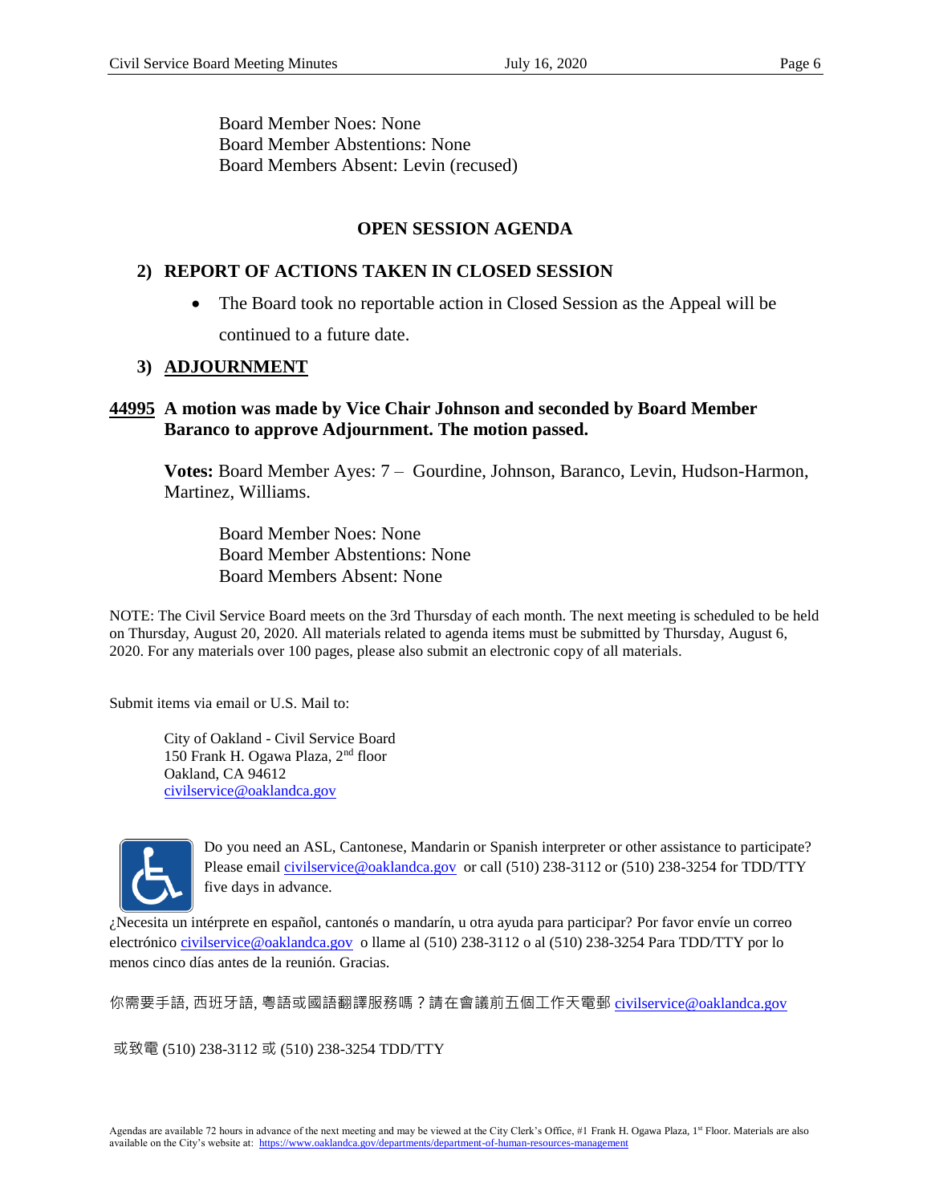Board Member Noes: None
Board Member Abstentions: None
Board Members Absent: Levin (recused)

## OPEN SESSION AGENDA

### 2) REPORT OF ACTIONS TAKEN IN CLOSED SESSION

- The Board took no reportable action in Closed Session as the Appeal will be continued to a future date.

### 3) ADJOURNMENT

**44995 A motion was made by Vice Chair Johnson and seconded by Board Member Baranco to approve Adjournment. The motion passed.**

**Votes:** Board Member Ayes: 7 – Gourdine, Johnson, Baranco, Levin, Hudson-Harmon, Martinez, Williams.

Board Member Noes: None
Board Member Abstentions: None
Board Members Absent: None

NOTE: The Civil Service Board meets on the 3rd Thursday of each month. The next meeting is scheduled to be held on Thursday, August 20, 2020. All materials related to agenda items must be submitted by Thursday, August 6, 2020. For any materials over 100 pages, please also submit an electronic copy of all materials.

Submit items via email or U.S. Mail to:

City of Oakland - Civil Service Board
150 Frank H. Ogawa Plaza, 2nd floor
Oakland, CA 94612
civilservice@oaklandca.gov

Do you need an ASL, Cantonese, Mandarin or Spanish interpreter or other assistance to participate? Please email civilservice@oaklandca.gov or call (510) 238-3112 or (510) 238-3254 for TDD/TTY five days in advance.

¿Necesita un intérprete en español, cantonés o mandarín, u otra ayuda para participar? Por favor envíe un correo electrónico civilservice@oaklandca.gov o llame al (510) 238-3112 o al (510) 238-3254 Para TDD/TTY por lo menos cinco días antes de la reunión. Gracias.

你需要手語, 西班牙語, 粵語或國語翻譯服務嗎？請在會議前五個工作天電郵 civilservice@oaklandca.gov

或致電 (510) 238-3112 或 (510) 238-3254 TDD/TTY

Agendas are available 72 hours in advance of the next meeting and may be viewed at the City Clerk's Office, #1 Frank H. Ogawa Plaza, 1st Floor. Materials are also available on the City's website at: https://www.oaklandca.gov/departments/department-of-human-resources-management